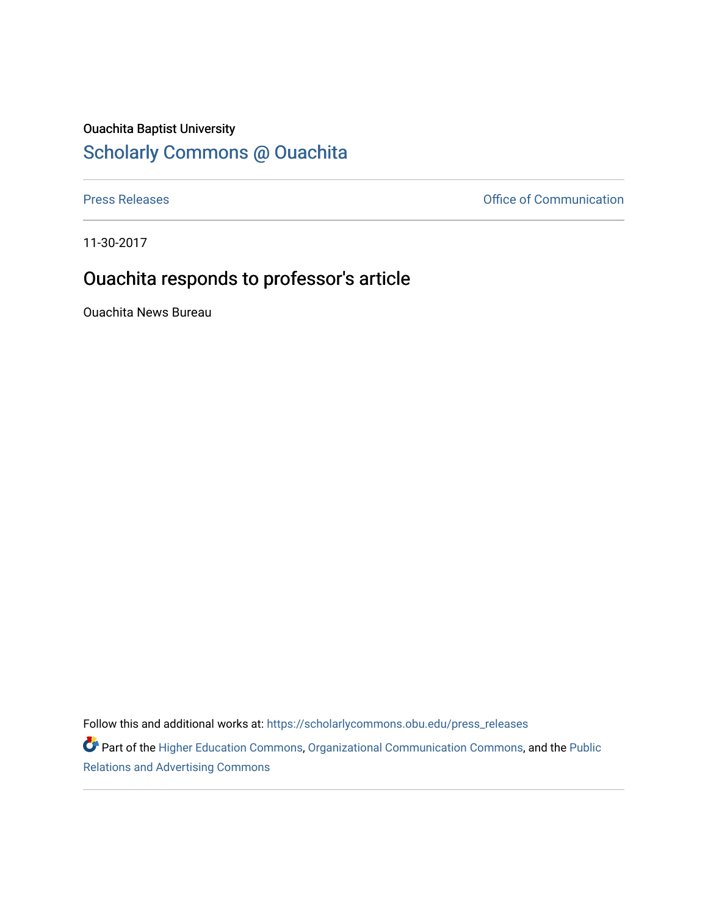Ouachita Baptist University

## Scholarly Commons @ Ouachita

Press Releases | Office of Communication

11-30-2017

# Ouachita responds to professor's article

Ouachita News Bureau

Follow this and additional works at: https://scholarlycommons.obu.edu/press_releases

Part of the Higher Education Commons, Organizational Communication Commons, and the Public Relations and Advertising Commons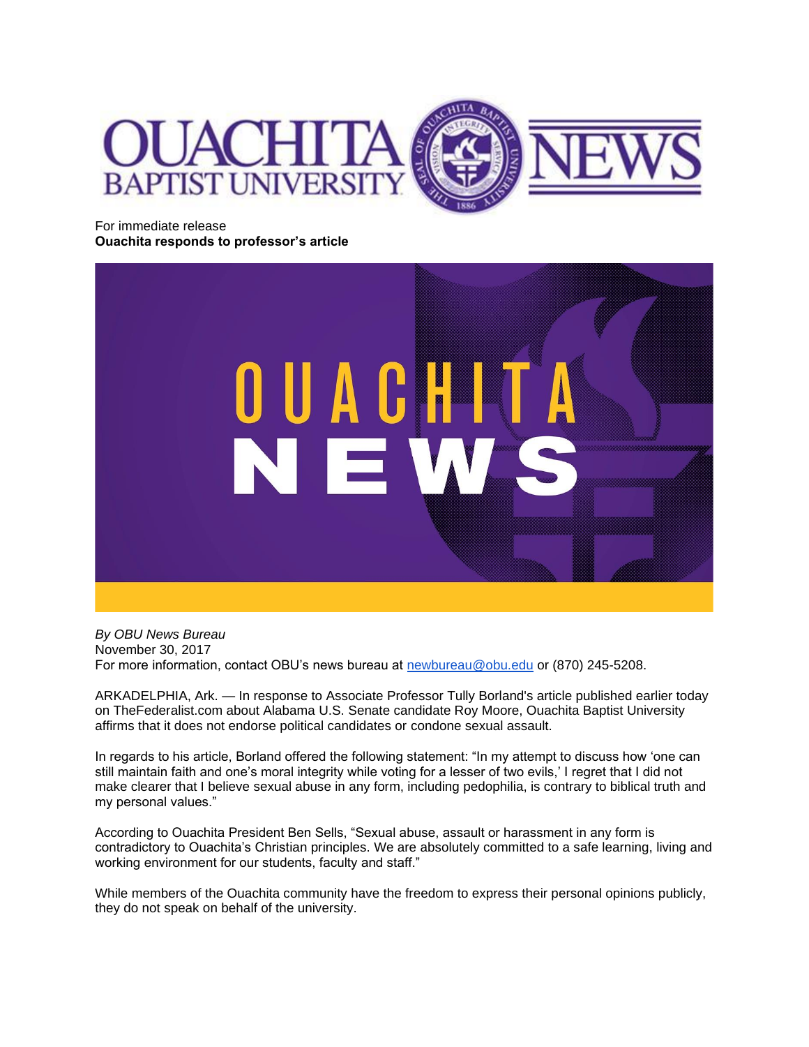For immediate release

**Ouachita responds to professor's article**

*By OBU News Bureau*

November 30, 2017

For more information, contact OBU's news bureau at newbureau@obu.edu or (870) 245-5208.

ARKADELPHIA, Ark. — In response to Associate Professor Tully Borland's article published earlier today on TheFederalist.com about Alabama U.S. Senate candidate Roy Moore, Ouachita Baptist University affirms that it does not endorse political candidates or condone sexual assault.

In regards to his article, Borland offered the following statement: "In my attempt to discuss how 'one can still maintain faith and one's moral integrity while voting for a lesser of two evils,' I regret that I did not make clearer that I believe sexual abuse in any form, including pedophilia, is contrary to biblical truth and my personal values."

According to Ouachita President Ben Sells, "Sexual abuse, assault or harassment in any form is contradictory to Ouachita's Christian principles. We are absolutely committed to a safe learning, living and working environment for our students, faculty and staff."

While members of the Ouachita community have the freedom to express their personal opinions publicly, they do not speak on behalf of the university.